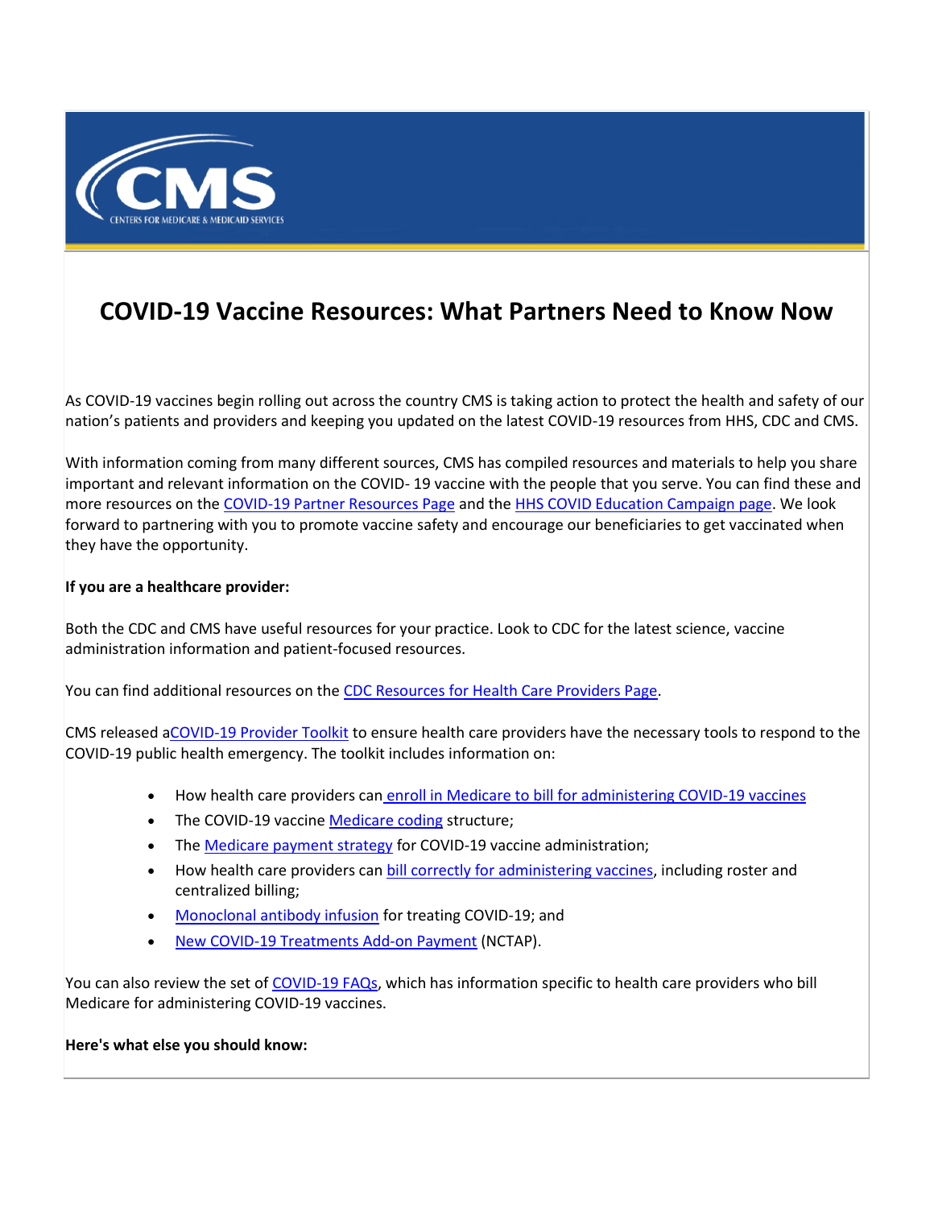# COVID-19 Vaccine Resources: What Partners Need to Know Now

As COVID-19 vaccines begin rolling out across the country CMS is taking action to protect the health and safety of our nation's patients and providers and keeping you updated on the latest COVID-19 resources from HHS, CDC and CMS.

With information coming from many different sources, CMS has compiled resources and materials to help you share important and relevant information on the COVID- 19 vaccine with the people that you serve. You can find these and more resources on the COVID-19 Partner Resources Page and the HHS COVID Education Campaign page. We look forward to partnering with you to promote vaccine safety and encourage our beneficiaries to get vaccinated when they have the opportunity.

**If you are a healthcare provider:**

Both the CDC and CMS have useful resources for your practice. Look to CDC for the latest science, vaccine administration information and patient-focused resources.

You can find additional resources on the CDC Resources for Health Care Providers Page.

CMS released aCOVID-19 Provider Toolkit to ensure health care providers have the necessary tools to respond to the COVID-19 public health emergency. The toolkit includes information on:

- How health care providers can enroll in Medicare to bill for administering COVID-19 vaccines
- The COVID-19 vaccine Medicare coding structure;
- The Medicare payment strategy for COVID-19 vaccine administration;
- How health care providers can bill correctly for administering vaccines, including roster and centralized billing;
- Monoclonal antibody infusion for treating COVID-19; and
- New COVID-19 Treatments Add-on Payment (NCTAP).

You can also review the set of COVID-19 FAQs, which has information specific to health care providers who bill Medicare for administering COVID-19 vaccines.

**Here's what else you should know:**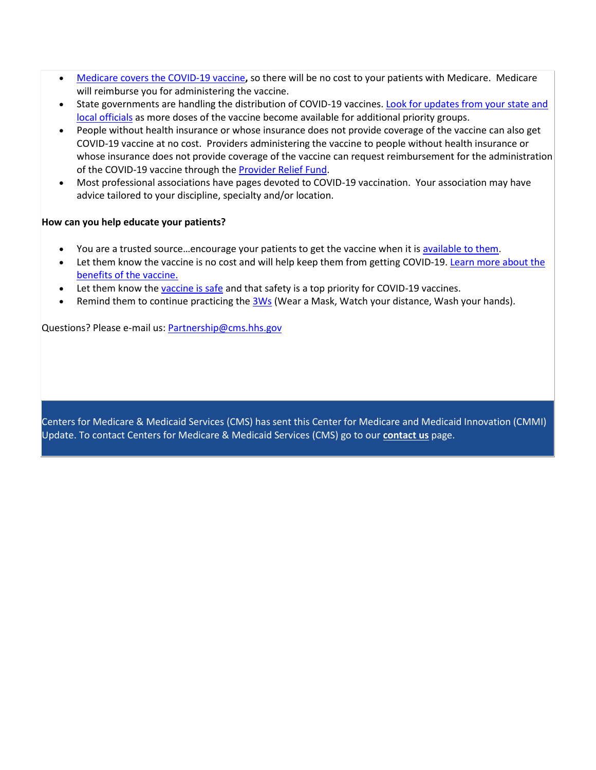- Medicare covers the COVID-19 vaccine**,** so there will be no cost to your patients with Medicare. Medicare will reimburse you for administering the vaccine.
- State governments are handling the distribution of COVID-19 vaccines. Look for updates from your state and local officials as more doses of the vaccine become available for additional priority groups.
- People without health insurance or whose insurance does not provide coverage of the vaccine can also get COVID-19 vaccine at no cost. Providers administering the vaccine to people without health insurance or whose insurance does not provide coverage of the vaccine can request reimbursement for the administration of the COVID-19 vaccine through the Provider Relief Fund.
- Most professional associations have pages devoted to COVID-19 vaccination. Your association may have advice tailored to your discipline, specialty and/or location.

**How can you help educate your patients?**

- You are a trusted source…encourage your patients to get the vaccine when it is available to them.
- Let them know the vaccine is no cost and will help keep them from getting COVID-19. Learn more about the benefits of the vaccine.
- Let them know the vaccine is safe and that safety is a top priority for COVID-19 vaccines.
- Remind them to continue practicing the 3Ws (Wear a Mask, Watch your distance, Wash your hands).

Questions? Please e-mail us: Partnership@cms.hhs.gov

Centers for Medicare & Medicaid Services (CMS) has sent this Center for Medicare and Medicaid Innovation (CMMI) Update. To contact Centers for Medicare & Medicaid Services (CMS) go to our **contact us** page.